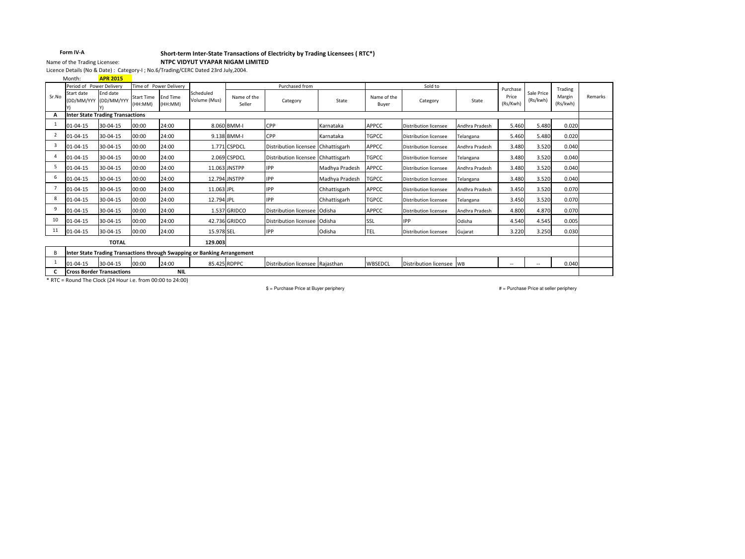**Form IV-A**

**Short-term Inter-State Transactions of Electricity by Trading Licensees ( RTC*)**

Name of the Trading Licensee: **NTPC VIDYUT VYAPAR NIGAM LIMITED**

Licence Details (No & Date) : Category-I ; No.6/Trading/CERC Dated 23rd July,2004.

Month: **APR 2015**

| Sr.No | Period of Power Delivery | | Time of Power Delivery | | Scheduled Volume (Mus) | Purchased from | | | Sold to | | | Purchase Price (Rs/Kwh) | Sale Price (Rs/kwh) | Trading Margin (Rs/kwh) | Remarks |
|---|---|---|---|---|---|---|---|---|---|---|---|---|---|---|---|
| | Start date (DD/MM/YYYY) | End date (DD/MM/YYYY) | Start Time (HH:MM) | End Time (HH:MM) | | Name of the Seller | Category | State | Name of the Buyer | Category | State | | | | |
| **A** | **Inter State Trading Transactions** | | | | | | | | | | | | | | |
| 1 | 01-04-15 | 30-04-15 | 00:00 | 24:00 | 8.060 | BMM-I | CPP | Karnataka | APPCC | Distribution licensee | Andhra Pradesh | 5.460 | 5.480 | 0.020 | |
| 2 | 01-04-15 | 30-04-15 | 00:00 | 24:00 | 9.138 | BMM-I | CPP | Karnataka | TGPCC | Distribution licensee | Telangana | 5.460 | 5.480 | 0.020 | |
| 3 | 01-04-15 | 30-04-15 | 00:00 | 24:00 | 1.771 | CSPDCL | Distribution licensee | Chhattisgarh | APPCC | Distribution licensee | Andhra Pradesh | 3.480 | 3.520 | 0.040 | |
| 4 | 01-04-15 | 30-04-15 | 00:00 | 24:00 | 2.069 | CSPDCL | Distribution licensee | Chhattisgarh | TGPCC | Distribution licensee | Telangana | 3.480 | 3.520 | 0.040 | |
| 5 | 01-04-15 | 30-04-15 | 00:00 | 24:00 | 11.063 | JNSTPP | IPP | Madhya Pradesh | APPCC | Distribution licensee | Andhra Pradesh | 3.480 | 3.520 | 0.040 | |
| 6 | 01-04-15 | 30-04-15 | 00:00 | 24:00 | 12.794 | JNSTPP | IPP | Madhya Pradesh | TGPCC | Distribution licensee | Telangana | 3.480 | 3.520 | 0.040 | |
| 7 | 01-04-15 | 30-04-15 | 00:00 | 24:00 | 11.063 | JPL | IPP | Chhattisgarh | APPCC | Distribution licensee | Andhra Pradesh | 3.450 | 3.520 | 0.070 | |
| 8 | 01-04-15 | 30-04-15 | 00:00 | 24:00 | 12.794 | JPL | IPP | Chhattisgarh | TGPCC | Distribution licensee | Telangana | 3.450 | 3.520 | 0.070 | |
| 9 | 01-04-15 | 30-04-15 | 00:00 | 24:00 | 1.537 | GRIDCO | Distribution licensee | Odisha | APPCC | Distribution licensee | Andhra Pradesh | 4.800 | 4.870 | 0.070 | |
| 10 | 01-04-15 | 30-04-15 | 00:00 | 24:00 | 42.736 | GRIDCO | Distribution licensee | Odisha | SSL | IPP | Odisha | 4.540 | 4.545 | 0.005 | |
| 11 | 01-04-15 | 30-04-15 | 00:00 | 24:00 | 15.978 | SEL | IPP | Odisha | TEL | Distribution licensee | Gujarat | 3.220 | 3.250 | 0.030 | |
| | **TOTAL** | | | | **129.003** | | | | | | | | | | |
| B | **Inter State Trading Transactions through Swapping or Banking Arrangement** | | | | | | | | | | | | | | |
| 1 | 01-04-15 | 30-04-15 | 00:00 | 24:00 | 85.425 | RDPPC | Distribution licensee | Rajasthan | WBSEDCL | Distribution licensee | WB | -- | -- | 0.040 | |
| **C** | **Cross Border Transactions** | | | **NIL** | | | | | | | | | | | |

* RTC = Round The Clock (24 Hour i.e. from 00:00 to 24:00)

$ = Purchase Price at Buyer periphery

# = Purchase Price at seller periphery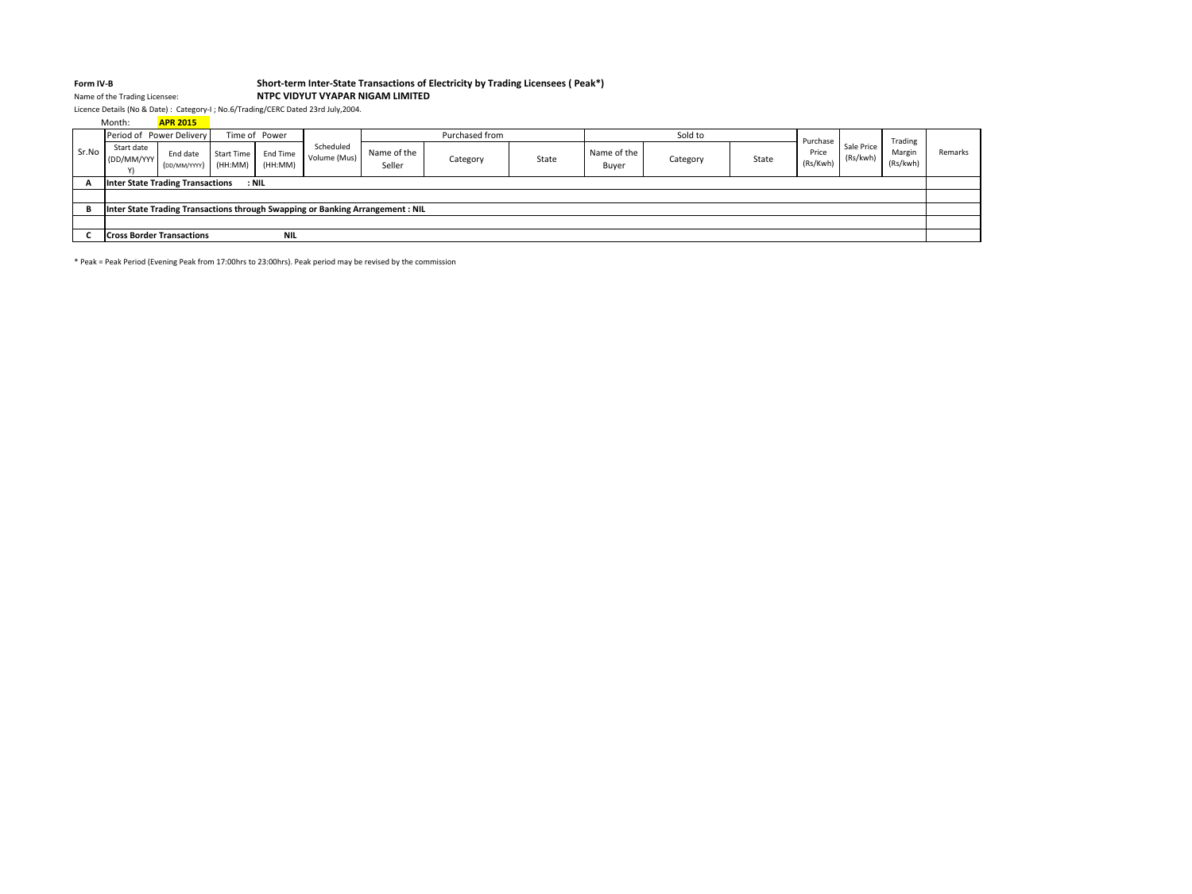**Form IV-B**

**Short-term Inter-State Transactions of Electricity by Trading Licensees ( Peak*)**

Name of the Trading Licensee: **NTPC VIDYUT VYAPAR NIGAM LIMITED**

Licence Details (No & Date) : Category-I ; No.6/Trading/CERC Dated 23rd July,2004.

Month: **APR 2015**

| Sr.No | Period of Power Delivery | | Time of Power | | Scheduled Volume (Mus) | Purchased from | | | Sold to | | | Purchase Price (Rs/Kwh) | Sale Price (Rs/kwh) | Trading Margin (Rs/kwh) | Remarks |
|---|---|---|---|---|---|---|---|---|---|---|---|---|---|---|---|
| | Start date (DD/MM/YYYY) | End date (DD/MM/YYYY) | Start Time (HH:MM) | End Time (HH:MM) | | Name of the Seller | Category | State | Name of the Buyer | Category | State | | | | |
| **A** | **Inter State Trading Transactions : NIL** | | | | | | | | | | | | | | |
| | | | | | | | | | | | | | | | |
| **B** | **Inter State Trading Transactions through Swapping or Banking Arrangement : NIL** | | | | | | | | | | | | | | |
| | | | | | | | | | | | | | | | |
| **C** | **Cross Border Transactions NIL** | | | | | | | | | | | | | | |

* Peak = Peak Period (Evening Peak from 17:00hrs to 23:00hrs). Peak period may be revised by the commission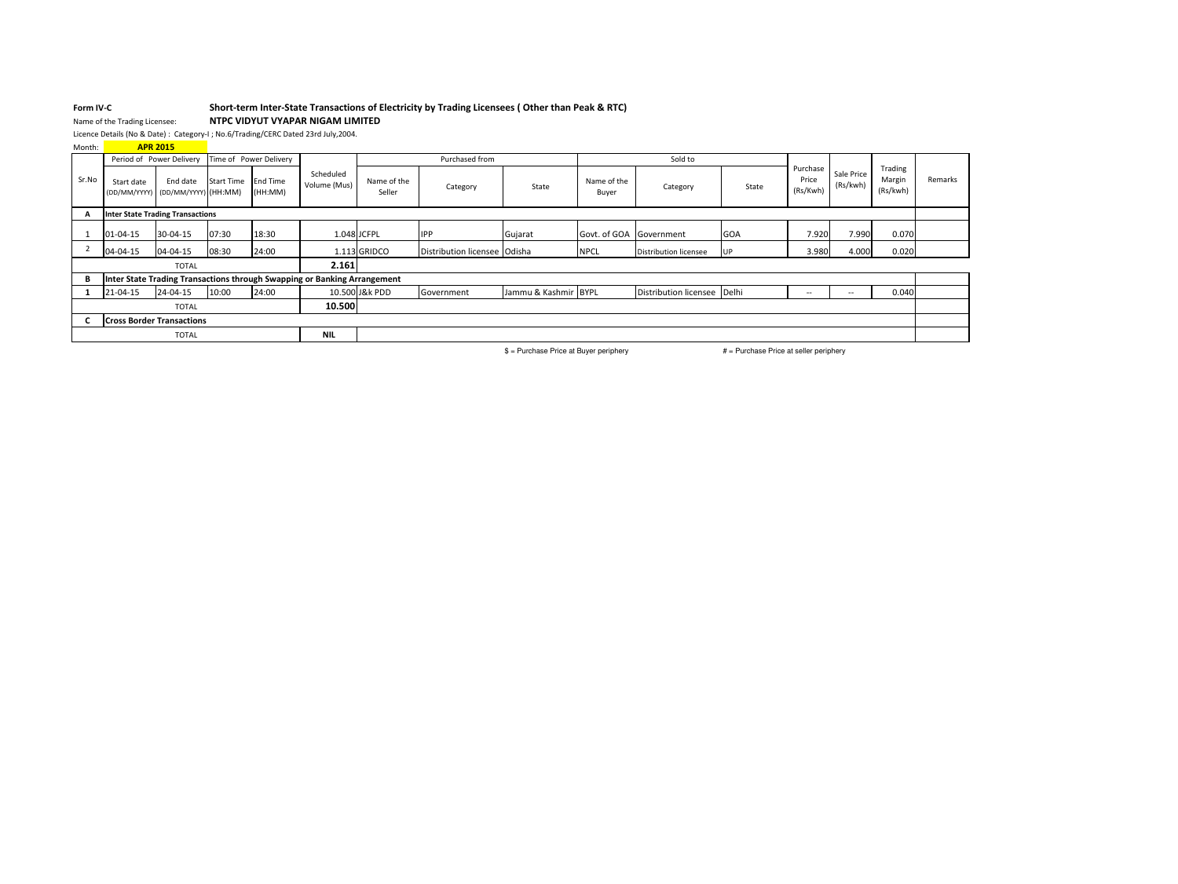**Form IV-C** **Short-term Inter-State Transactions of Electricity by Trading Licensees ( Other than Peak & RTC)**

Name of the Trading Licensee: **NTPC VIDYUT VYAPAR NIGAM LIMITED**

Licence Details (No & Date) : Category-I ; No.6/Trading/CERC Dated 23rd July,2004.

Month: **APR 2015**

| Sr.No | Period of Power Delivery | | Time of Power Delivery | | Scheduled Volume (Mus) | Purchased from | | | Sold to | | | Purchase Price (Rs/Kwh) | Sale Price (Rs/kwh) | Trading Margin (Rs/kwh) | Remarks |
|---|---|---|---|---|---|---|---|---|---|---|---|---|---|---|---|
| | Start date (DD/MM/YYYY) | End date (DD/MM/YYYY) | Start Time (HH:MM) | End Time (HH:MM) | | Name of the Seller | Category | State | Name of the Buyer | Category | State | | | | |
| **A** | **Inter State Trading Transactions** | | | | | | | | | | | | | | |
| 1 | 01-04-15 | 30-04-15 | 07:30 | 18:30 | 1.048 | JCFPL | IPP | Gujarat | Govt. of GOA | Government | GOA | 7.920 | 7.990 | 0.070 | |
| 2 | 04-04-15 | 04-04-15 | 08:30 | 24:00 | 1.113 | GRIDCO | Distribution licensee | Odisha | NPCL | Distribution licensee | UP | 3.980 | 4.000 | 0.020 | |
| | TOTAL | | | | **2.161** | | | | | | | | | | |
| **B** | **Inter State Trading Transactions through Swapping or Banking Arrangement** | | | | | | | | | | | | | | |
| **1** | 21-04-15 | 24-04-15 | 10:00 | 24:00 | 10.500 | J&k PDD | Government | Jammu & Kashmir | BYPL | Distribution licensee | Delhi | -- | -- | 0.040 | |
| | TOTAL | | | | **10.500** | | | | | | | | | | |
| **C** | **Cross Border Transactions** | | | | | | | | | | | | | | |
| | TOTAL | | | | **NIL** | | | | | | | | | | |

$ = Purchase Price at Buyer periphery # = Purchase Price at seller periphery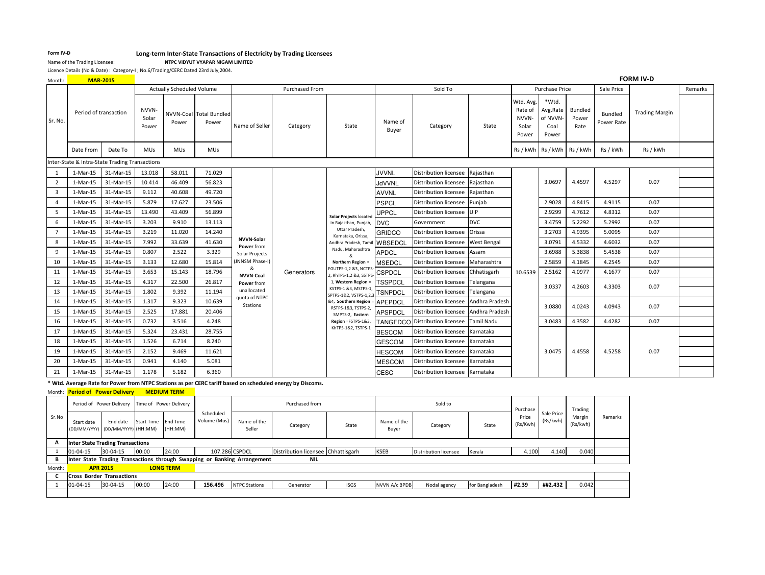**Form IV-D** **Long-term Inter-State Transactions of Electricity by Trading Licensees**

Name of the Trading Licensee: **NTPC VIDYUT VYAPAR NIGAM LIMITED**

Licence Details (No & Date) : Category-I ; No.6/Trading/CERC Dated 23rd July,2004.

Month: **MAR-2015**

**FORM IV-D**

| Sr. No. | Period of transaction | | Actually Scheduled Volume | | | Purchased From | | | Sold To | | | Purchase Price | | | Sale Price | Trading Margin | Remarks |
|---|---|---|---|---|---|---|---|---|---|---|---|---|---|---|---|---|---|
| | | | NVVN-Solar Power | NVVN-Coal Power | Total Bundled Power | Name of Seller | Category | State | Name of Buyer | Category | State | Wtd. Avg. Rate of NVVN-Solar Power | *Wtd. Avg.Rate of NVVN-Coal Power | Bundled Power Rate | Bundled Power Rate | | |
| | Date From | Date To | MUs | MUs | MUs | | | | | | | Rs / kWh | Rs / kWh | Rs / kWh | Rs / kWh | Rs / kWh | |
| Inter-State & Intra-State Trading Transactions | | | | | | | | | | | | | | | | | |
| 1 | 1-Mar-15 | 31-Mar-15 | 13.018 | 58.011 | 71.029 | **NVVN-Solar Power** from Solar Projects (JNNSM Phase-I) & **NVVN-Coal Power** from unallocated quota of NTPC Stations | Generators | **Solar Projects** located in Rajasthan, Punjab, Uttar Pradesh, Karnataka, Orissa, Andhra Pradesh, Tamil Nadu, Maharashtra & **Northern Region** = FGUTPS-1,2 &3, NCTPS-2, RhTPS-1,2 &3, SSTPS-1, **Western Region** = KSTPS-1 &3, MSTPS-1, SPTPS-1&2, VSTPS-1,2,3 &4, **Southern Region** = RSTPS-1&3, TSTPS-2, SMPTS-2, **Eastern Region** =FSTPS-1&3, KhTPS-1&2, TSTPS-1 | JVVNL | Distribution licensee | Rajasthan | 10.6539 | 3.0697 | 4.4597 | 4.5297 | 0.07 | |
| 2 | 1-Mar-15 | 31-Mar-15 | 10.414 | 46.409 | 56.823 | | | | JdVVNL | Distribution licensee | Rajasthan | | | | | | |
| 3 | 1-Mar-15 | 31-Mar-15 | 9.112 | 40.608 | 49.720 | | | | AVVNL | Distribution licensee | Rajasthan | | | | | | |
| 4 | 1-Mar-15 | 31-Mar-15 | 5.879 | 17.627 | 23.506 | | | | PSPCL | Distribution licensee | Punjab | | 2.9028 | 4.8415 | 4.9115 | 0.07 | |
| 5 | 1-Mar-15 | 31-Mar-15 | 13.490 | 43.409 | 56.899 | | | | UPPCL | Distribution licensee | U P | | 2.9299 | 4.7612 | 4.8312 | 0.07 | |
| 6 | 1-Mar-15 | 31-Mar-15 | 3.203 | 9.910 | 13.113 | | | | DVC | Government | DVC | | 3.4759 | 5.2292 | 5.2992 | 0.07 | |
| 7 | 1-Mar-15 | 31-Mar-15 | 3.219 | 11.020 | 14.240 | | | | GRIDCO | Distribution licensee | Orissa | | 3.2703 | 4.9395 | 5.0095 | 0.07 | |
| 8 | 1-Mar-15 | 31-Mar-15 | 7.992 | 33.639 | 41.630 | | | | WBSEDCL | Distribution licensee | West Bengal | | 3.0791 | 4.5332 | 4.6032 | 0.07 | |
| 9 | 1-Mar-15 | 31-Mar-15 | 0.807 | 2.522 | 3.329 | | | | APDCL | Distribution licensee | Assam | | 3.6988 | 5.3838 | 5.4538 | 0.07 | |
| 10 | 1-Mar-15 | 31-Mar-15 | 3.133 | 12.680 | 15.814 | | | | MSEDCL | Distribution licensee | Maharashtra | | 2.5859 | 4.1845 | 4.2545 | 0.07 | |
| 11 | 1-Mar-15 | 31-Mar-15 | 3.653 | 15.143 | 18.796 | | | | CSPDCL | Distribution licensee | Chhatisgarh | | 2.5162 | 4.0977 | 4.1677 | 0.07 | |
| 12 | 1-Mar-15 | 31-Mar-15 | 4.317 | 22.500 | 26.817 | | | | TSSPDCL | Distribution licensee | Telangana | | 3.0337 | 4.2603 | 4.3303 | 0.07 | |
| 13 | 1-Mar-15 | 31-Mar-15 | 1.802 | 9.392 | 11.194 | | | | TSNPDCL | Distribution licensee | Telangana | | | | | | |
| 14 | 1-Mar-15 | 31-Mar-15 | 1.317 | 9.323 | 10.639 | | | | APEPDCL | Distribution licensee | Andhra Pradesh | | 3.0880 | 4.0243 | 4.0943 | 0.07 | |
| 15 | 1-Mar-15 | 31-Mar-15 | 2.525 | 17.881 | 20.406 | | | | APSPDCL | Distribution licensee | Andhra Pradesh | | | | | | |
| 16 | 1-Mar-15 | 31-Mar-15 | 0.732 | 3.516 | 4.248 | | | | TANGEDCO | Distribution licensee | Tamil Nadu | | 3.0483 | 4.3582 | 4.4282 | 0.07 | |
| 17 | 1-Mar-15 | 31-Mar-15 | 5.324 | 23.431 | 28.755 | | | | BESCOM | Distribution licensee | Karnataka | | 3.0475 | 4.4558 | 4.5258 | 0.07 | |
| 18 | 1-Mar-15 | 31-Mar-15 | 1.526 | 6.714 | 8.240 | | | | GESCOM | Distribution licensee | Karnataka | | | | | | |
| 19 | 1-Mar-15 | 31-Mar-15 | 2.152 | 9.469 | 11.621 | | | | HESCOM | Distribution licensee | Karnataka | | | | | | |
| 20 | 1-Mar-15 | 31-Mar-15 | 0.941 | 4.140 | 5.081 | | | | MESCOM | Distribution licensee | Karnataka | | | | | | |
| 21 | 1-Mar-15 | 31-Mar-15 | 1.178 | 5.182 | 6.360 | | | | CESC | Distribution licensee | Karnataka | | | | | | |

**\* Wtd. Average Rate for Power from NTPC Stations as per CERC tariff based on scheduled energy by Discoms.**

Month: **Period of Power Delivery** **MEDIUM TERM**

| Sr.No | Period of Power Delivery | | Time of Power Delivery | | Scheduled Volume (Mus) | Purchased from | | | Sold to | | | Purchase Price (Rs/Kwh) | Sale Price (Rs/kwh) | Trading Margin (Rs/kwh) | Remarks |
|---|---|---|---|---|---|---|---|---|---|---|---|---|---|---|---|
| | Start date (DD/MM/YYYY) | End date (DD/MM/YYYY) | Start Time (HH:MM) | End Time (HH:MM) | | Name of the Seller | Category | State | Name of the Buyer | Category | State | | | | |
| **A** | **Inter State Trading Transactions** | | | | | | | | | | | | | | |
| 1 | 01-04-15 | 30-04-15 | 00:00 | 24:00 | 107.286 | CSPDCL | Distribution licensee | Chhattisgarh | KSEB | Distribution licensee | Kerala | 4.100 | 4.140 | 0.040 | |
| **B** | **Inter State Trading Transactions through Swapping or Banking Arrangement** | | | | | | **NIL** | | | | | | | | |
| Month: | **APR 2015** | | **LONG TERM** | | | | | | | | | | | | |
| **C** | **Cross Border Transactions** | | | | | | | | | | | | | | |
| 1 | 01-04-15 | 30-04-15 | 00:00 | 24:00 | **156.496** | NTPC Stations | Generator | ISGS | NVVN A/c BPDB | Nodal agency | for Bangladesh | **#2.39** | **##2.432** | 0.042 | |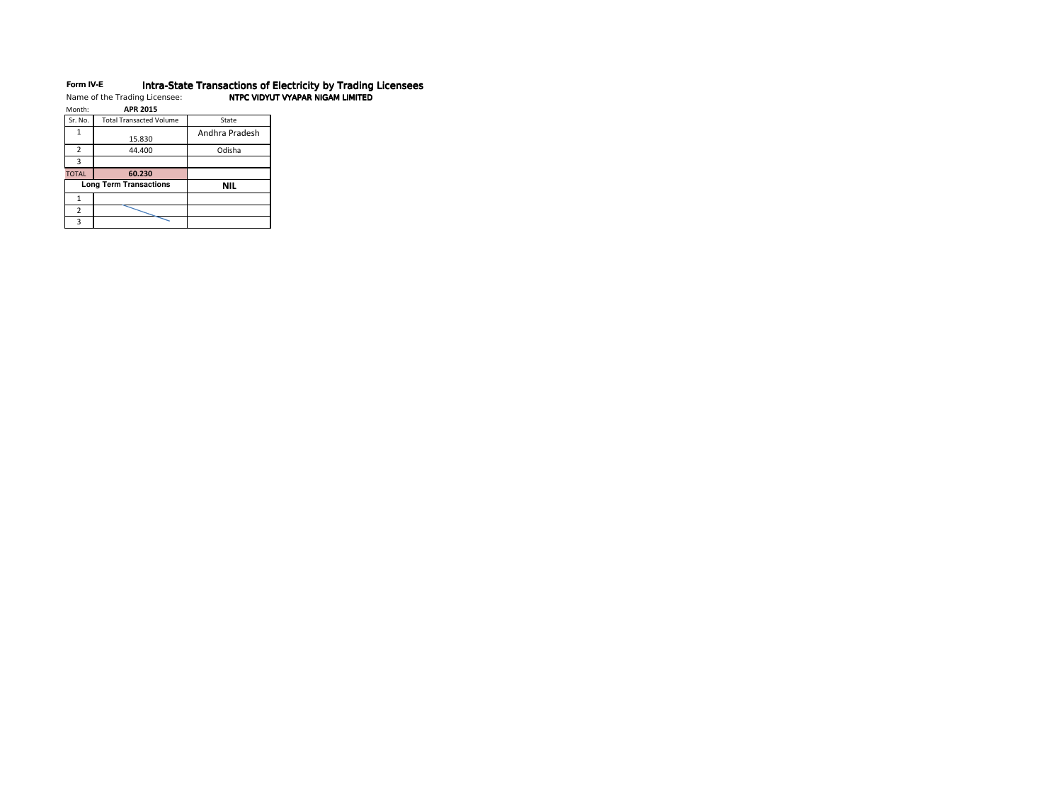**Form IV-E** **Intra-State Transactions of Electricity by Trading Licensees**

Name of the Trading Licensee: **NTPC VIDYUT VYAPAR NIGAM LIMITED**

Month: **APR 2015**

| Sr. No. | Total Transacted Volume | State |
|---|---|---|
| 1 | 15.830 | Andhra Pradesh |
| 2 | 44.400 | Odisha |
| 3 | | |
| TOTAL | **60.230** | |
| **Long Term Transactions** | | **NIL** |
| 1 | | |
| 2 | | |
| 3 | | |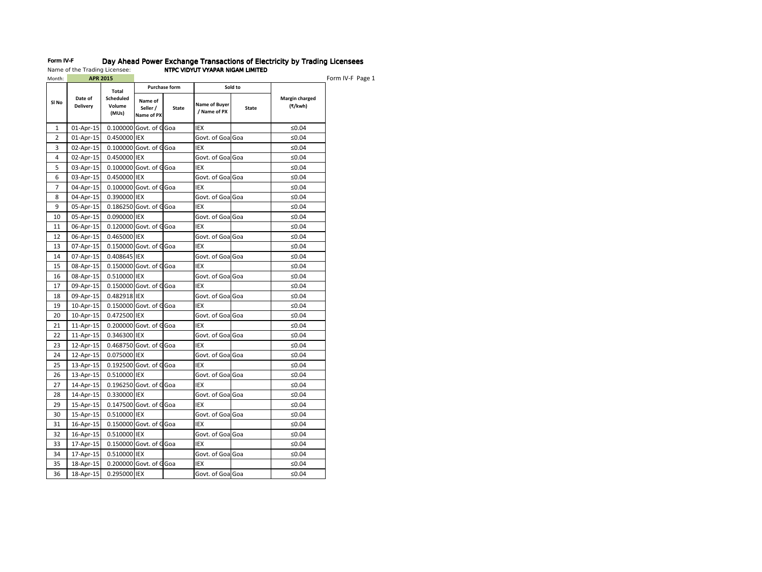**Form IV-F** **Day Ahead Power Exchange Transactions of Electricity by Trading Licensees**

Name of the Trading Licensee: **NTPC VIDYUT VYAPAR NIGAM LIMITED**

Month: **APR 2015**

Form IV-F Page 1

| Sl No | Date of Delivery | Total Scheduled Volume (MUs) | Purchase form | | Sold to | | Margin charged (₹/kwh) |
|---|---|---|---|---|---|---|---|
| | | | Name of Seller / Name of PX | State | Name of Buyer / Name of PX | State | |
| 1 | 01-Apr-15 | 0.100000 | Govt. of G | Goa | IEX | | ≤0.04 |
| 2 | 01-Apr-15 | 0.450000 | IEX | | Govt. of Goa | Goa | ≤0.04 |
| 3 | 02-Apr-15 | 0.100000 | Govt. of G | Goa | IEX | | ≤0.04 |
| 4 | 02-Apr-15 | 0.450000 | IEX | | Govt. of Goa | Goa | ≤0.04 |
| 5 | 03-Apr-15 | 0.100000 | Govt. of G | Goa | IEX | | ≤0.04 |
| 6 | 03-Apr-15 | 0.450000 | IEX | | Govt. of Goa | Goa | ≤0.04 |
| 7 | 04-Apr-15 | 0.100000 | Govt. of G | Goa | IEX | | ≤0.04 |
| 8 | 04-Apr-15 | 0.390000 | IEX | | Govt. of Goa | Goa | ≤0.04 |
| 9 | 05-Apr-15 | 0.186250 | Govt. of G | Goa | IEX | | ≤0.04 |
| 10 | 05-Apr-15 | 0.090000 | IEX | | Govt. of Goa | Goa | ≤0.04 |
| 11 | 06-Apr-15 | 0.120000 | Govt. of G | Goa | IEX | | ≤0.04 |
| 12 | 06-Apr-15 | 0.465000 | IEX | | Govt. of Goa | Goa | ≤0.04 |
| 13 | 07-Apr-15 | 0.150000 | Govt. of G | Goa | IEX | | ≤0.04 |
| 14 | 07-Apr-15 | 0.408645 | IEX | | Govt. of Goa | Goa | ≤0.04 |
| 15 | 08-Apr-15 | 0.150000 | Govt. of G | Goa | IEX | | ≤0.04 |
| 16 | 08-Apr-15 | 0.510000 | IEX | | Govt. of Goa | Goa | ≤0.04 |
| 17 | 09-Apr-15 | 0.150000 | Govt. of G | Goa | IEX | | ≤0.04 |
| 18 | 09-Apr-15 | 0.482918 | IEX | | Govt. of Goa | Goa | ≤0.04 |
| 19 | 10-Apr-15 | 0.150000 | Govt. of G | Goa | IEX | | ≤0.04 |
| 20 | 10-Apr-15 | 0.472500 | IEX | | Govt. of Goa | Goa | ≤0.04 |
| 21 | 11-Apr-15 | 0.200000 | Govt. of G | Goa | IEX | | ≤0.04 |
| 22 | 11-Apr-15 | 0.346300 | IEX | | Govt. of Goa | Goa | ≤0.04 |
| 23 | 12-Apr-15 | 0.468750 | Govt. of G | Goa | IEX | | ≤0.04 |
| 24 | 12-Apr-15 | 0.075000 | IEX | | Govt. of Goa | Goa | ≤0.04 |
| 25 | 13-Apr-15 | 0.192500 | Govt. of G | Goa | IEX | | ≤0.04 |
| 26 | 13-Apr-15 | 0.510000 | IEX | | Govt. of Goa | Goa | ≤0.04 |
| 27 | 14-Apr-15 | 0.196250 | Govt. of G | Goa | IEX | | ≤0.04 |
| 28 | 14-Apr-15 | 0.330000 | IEX | | Govt. of Goa | Goa | ≤0.04 |
| 29 | 15-Apr-15 | 0.147500 | Govt. of G | Goa | IEX | | ≤0.04 |
| 30 | 15-Apr-15 | 0.510000 | IEX | | Govt. of Goa | Goa | ≤0.04 |
| 31 | 16-Apr-15 | 0.150000 | Govt. of G | Goa | IEX | | ≤0.04 |
| 32 | 16-Apr-15 | 0.510000 | IEX | | Govt. of Goa | Goa | ≤0.04 |
| 33 | 17-Apr-15 | 0.150000 | Govt. of G | Goa | IEX | | ≤0.04 |
| 34 | 17-Apr-15 | 0.510000 | IEX | | Govt. of Goa | Goa | ≤0.04 |
| 35 | 18-Apr-15 | 0.200000 | Govt. of G | Goa | IEX | | ≤0.04 |
| 36 | 18-Apr-15 | 0.295000 | IEX | | Govt. of Goa | Goa | ≤0.04 |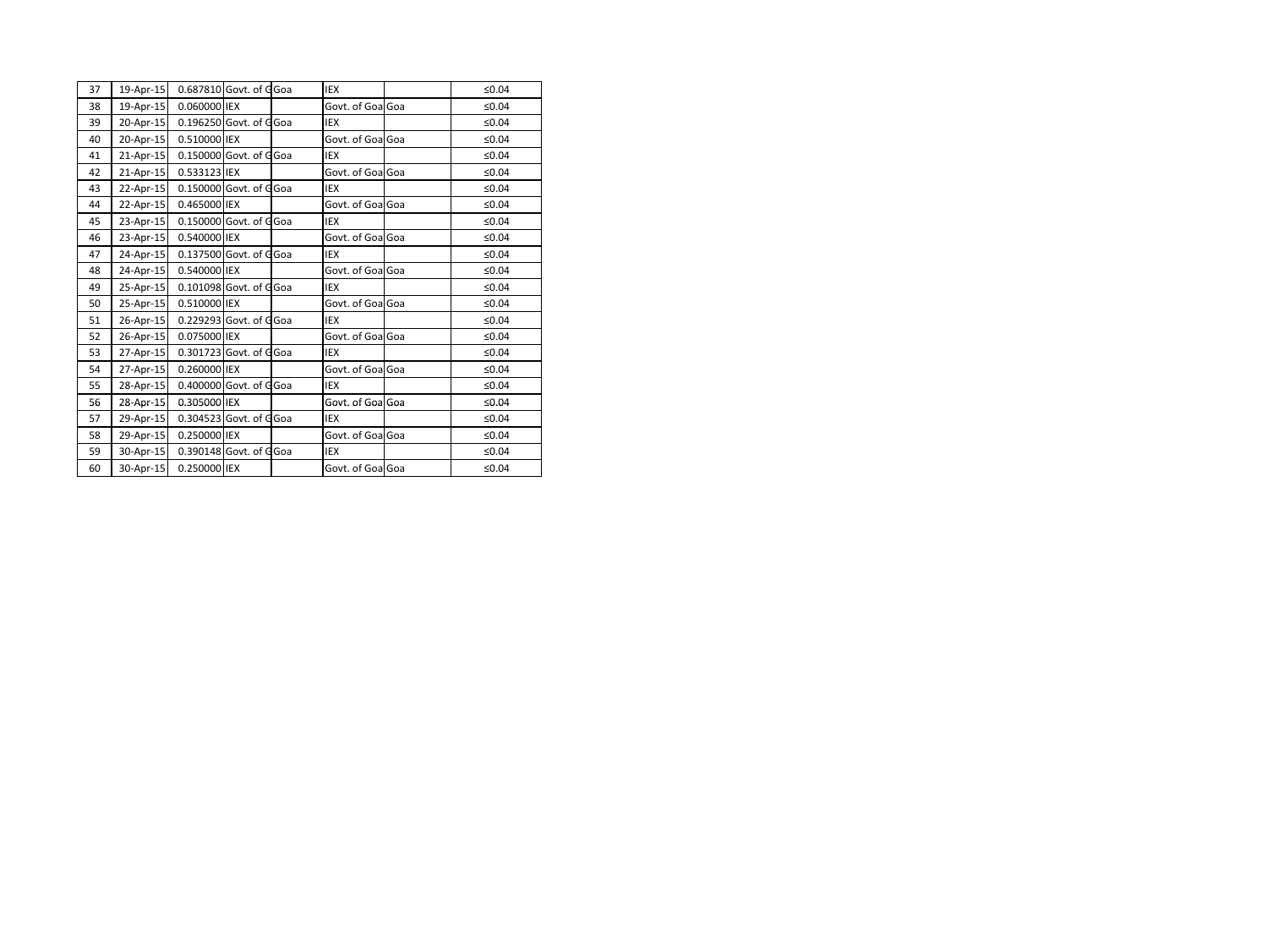| | | | | | | | |
|---|---|---|---|---|---|---|---|
| 37 | 19-Apr-15 | 0.687810 | Govt. of G | Goa | IEX | | ≤0.04 |
| 38 | 19-Apr-15 | 0.060000 | IEX | | Govt. of Goa | Goa | ≤0.04 |
| 39 | 20-Apr-15 | 0.196250 | Govt. of G | Goa | IEX | | ≤0.04 |
| 40 | 20-Apr-15 | 0.510000 | IEX | | Govt. of Goa | Goa | ≤0.04 |
| 41 | 21-Apr-15 | 0.150000 | Govt. of G | Goa | IEX | | ≤0.04 |
| 42 | 21-Apr-15 | 0.533123 | IEX | | Govt. of Goa | Goa | ≤0.04 |
| 43 | 22-Apr-15 | 0.150000 | Govt. of G | Goa | IEX | | ≤0.04 |
| 44 | 22-Apr-15 | 0.465000 | IEX | | Govt. of Goa | Goa | ≤0.04 |
| 45 | 23-Apr-15 | 0.150000 | Govt. of G | Goa | IEX | | ≤0.04 |
| 46 | 23-Apr-15 | 0.540000 | IEX | | Govt. of Goa | Goa | ≤0.04 |
| 47 | 24-Apr-15 | 0.137500 | Govt. of G | Goa | IEX | | ≤0.04 |
| 48 | 24-Apr-15 | 0.540000 | IEX | | Govt. of Goa | Goa | ≤0.04 |
| 49 | 25-Apr-15 | 0.101098 | Govt. of G | Goa | IEX | | ≤0.04 |
| 50 | 25-Apr-15 | 0.510000 | IEX | | Govt. of Goa | Goa | ≤0.04 |
| 51 | 26-Apr-15 | 0.229293 | Govt. of G | Goa | IEX | | ≤0.04 |
| 52 | 26-Apr-15 | 0.075000 | IEX | | Govt. of Goa | Goa | ≤0.04 |
| 53 | 27-Apr-15 | 0.301723 | Govt. of G | Goa | IEX | | ≤0.04 |
| 54 | 27-Apr-15 | 0.260000 | IEX | | Govt. of Goa | Goa | ≤0.04 |
| 55 | 28-Apr-15 | 0.400000 | Govt. of G | Goa | IEX | | ≤0.04 |
| 56 | 28-Apr-15 | 0.305000 | IEX | | Govt. of Goa | Goa | ≤0.04 |
| 57 | 29-Apr-15 | 0.304523 | Govt. of G | Goa | IEX | | ≤0.04 |
| 58 | 29-Apr-15 | 0.250000 | IEX | | Govt. of Goa | Goa | ≤0.04 |
| 59 | 30-Apr-15 | 0.390148 | Govt. of G | Goa | IEX | | ≤0.04 |
| 60 | 30-Apr-15 | 0.250000 | IEX | | Govt. of Goa | Goa | ≤0.04 |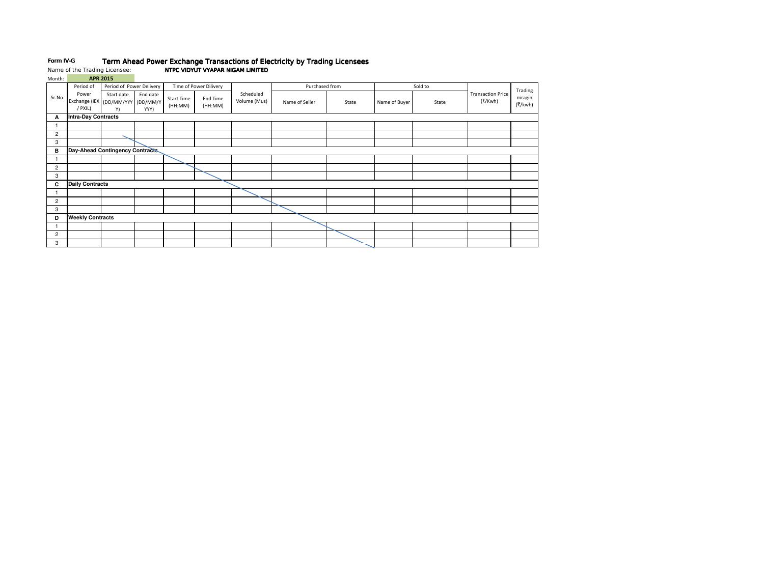**Form IV-G** **Term Ahead Power Exchange Transactions of Electricity by Trading Licensees**

Name of the Trading Licensee: **NTPC VIDYUT VYAPAR NIGAM LIMITED**

Month: **APR 2015**

| Sr.No | Period of Power Exchange (IEX / PXIL) | Period of Power Delivery | | Time of Power Dilivery | | Scheduled Volume (Mus) | Purchased from | | Sold to | | Transaction Price (₹/Kwh) | Trading mragin (₹/kwh) |
|---|---|---|---|---|---|---|---|---|---|---|---|---|
| | | Start date (DD/MM/YYYY) | End date (DD/MM/YYYY) | Start Time (HH:MM) | End Time (HH:MM) | | Name of Seller | State | Name of Buyer | State | | |
| **A** | **Intra-Day Contracts** | | | | | | | | | | | |
| 1 | | | | | | | | | | | | |
| 2 | | | | | | | | | | | | |
| 3 | | | | | | | | | | | | |
| **B** | **Day-Ahead Contingency Contracts** | | | | | | | | | | | |
| 1 | | | | | | | | | | | | |
| 2 | | | | | | | | | | | | |
| 3 | | | | | | | | | | | | |
| **C** | **Daily Contracts** | | | | | | | | | | | |
| 1 | | | | | | | | | | | | |
| 2 | | | | | | | | | | | | |
| 3 | | | | | | | | | | | | |
| **D** | **Weekly Contracts** | | | | | | | | | | | |
| 1 | | | | | | | | | | | | |
| 2 | | | | | | | | | | | | |
| 3 | | | | | | | | | | | | |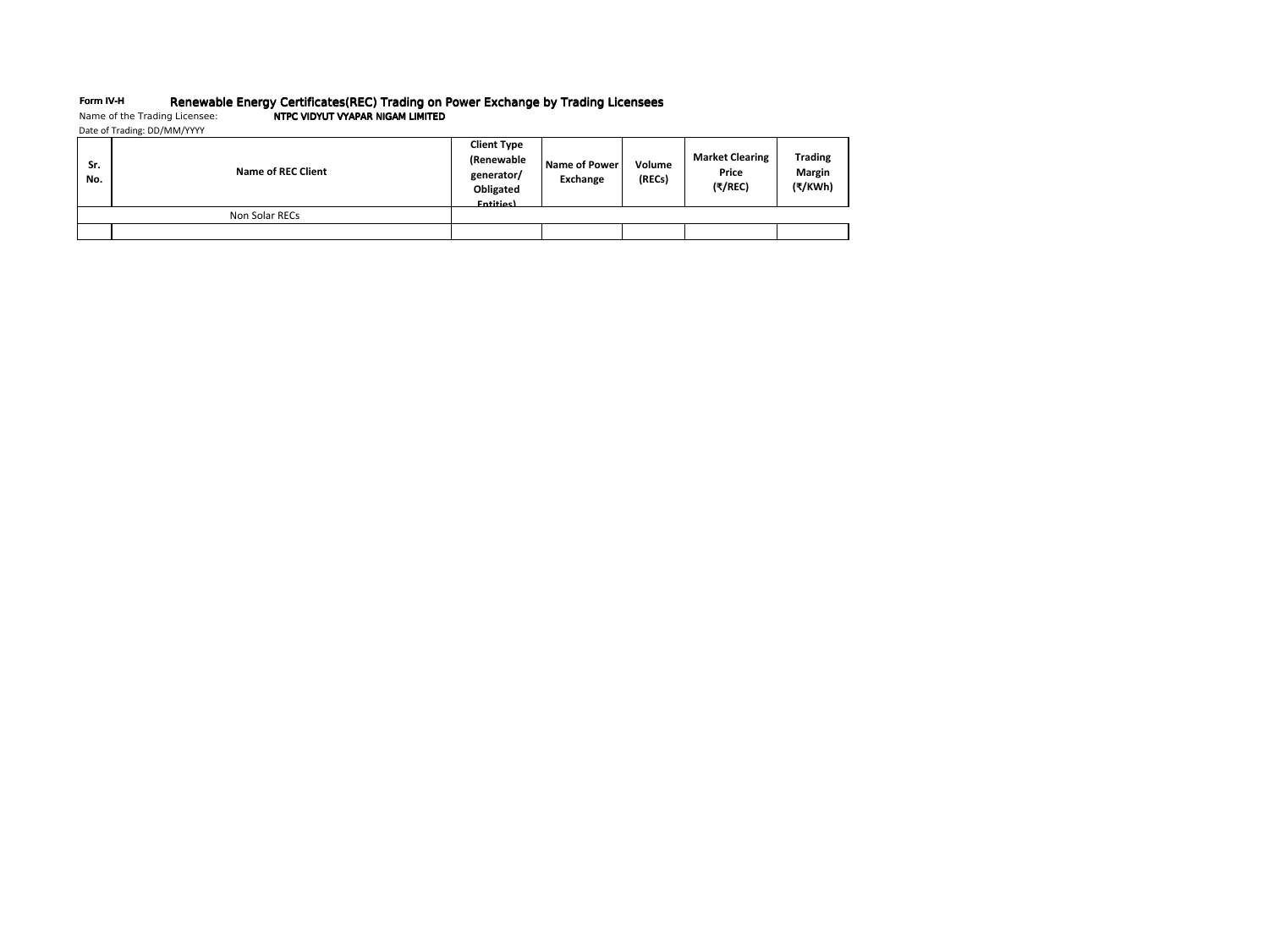**Form IV-H** Renewable Energy Certificates(REC) Trading on Power Exchange by Trading Licensees

Name of the Trading Licensee: **NTPC VIDYUT VYAPAR NIGAM LIMITED**

Date of Trading: DD/MM/YYYY

| Sr. No. | Name of REC Client | Client Type (Renewable generator/ Obligated Entities) | Name of Power Exchange | Volume (RECs) | Market Clearing Price (₹/REC) | Trading Margin (₹/KWh) |
|---|---|---|---|---|---|---|
| Non Solar RECs | | | | | | |
| | | | | | | |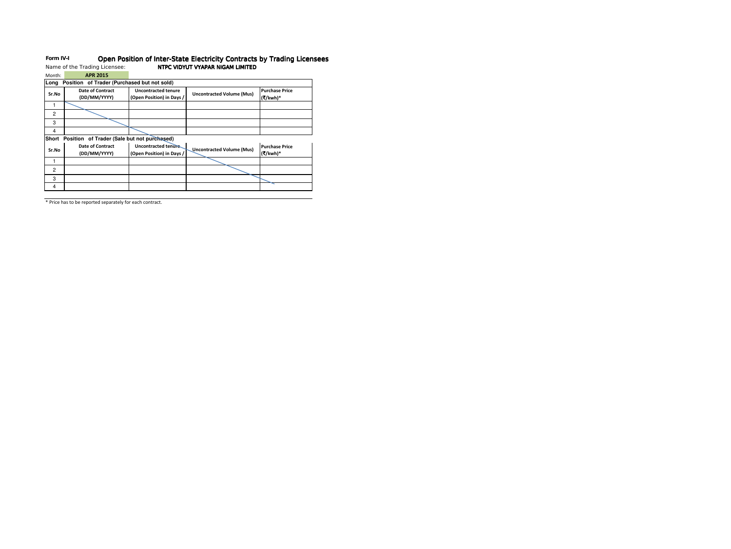**Form IV-I** Open Position of Inter-State Electricity Contracts by Trading Licensees

Name of the Trading Licensee: **NTPC VIDYUT VYAPAR NIGAM LIMITED**

Month: **APR 2015**

**Long Position of Trader (Purchased but not sold)**

| Sr.No | Date of Contract (DD/MM/YYYY) | Uncontracted tenure (Open Position) in Days / | Uncontracted Volume (Mus) | Purchase Price (₹/kwh)* |
|---|---|---|---|---|
| 1 | | | | |
| 2 | | | | |
| 3 | | | | |
| 4 | | | | |

**Short Position of Trader (Sale but not purchased)**

| Sr.No | Date of Contract (DD/MM/YYYY) | Uncontracted tenure (Open Position) in Days / | Uncontracted Volume (Mus) | Purchase Price (₹/kwh)* |
|---|---|---|---|---|
| 1 | | | | |
| 2 | | | | |
| 3 | | | | |
| 4 | | | | |

* Price has to be reported separately for each contract.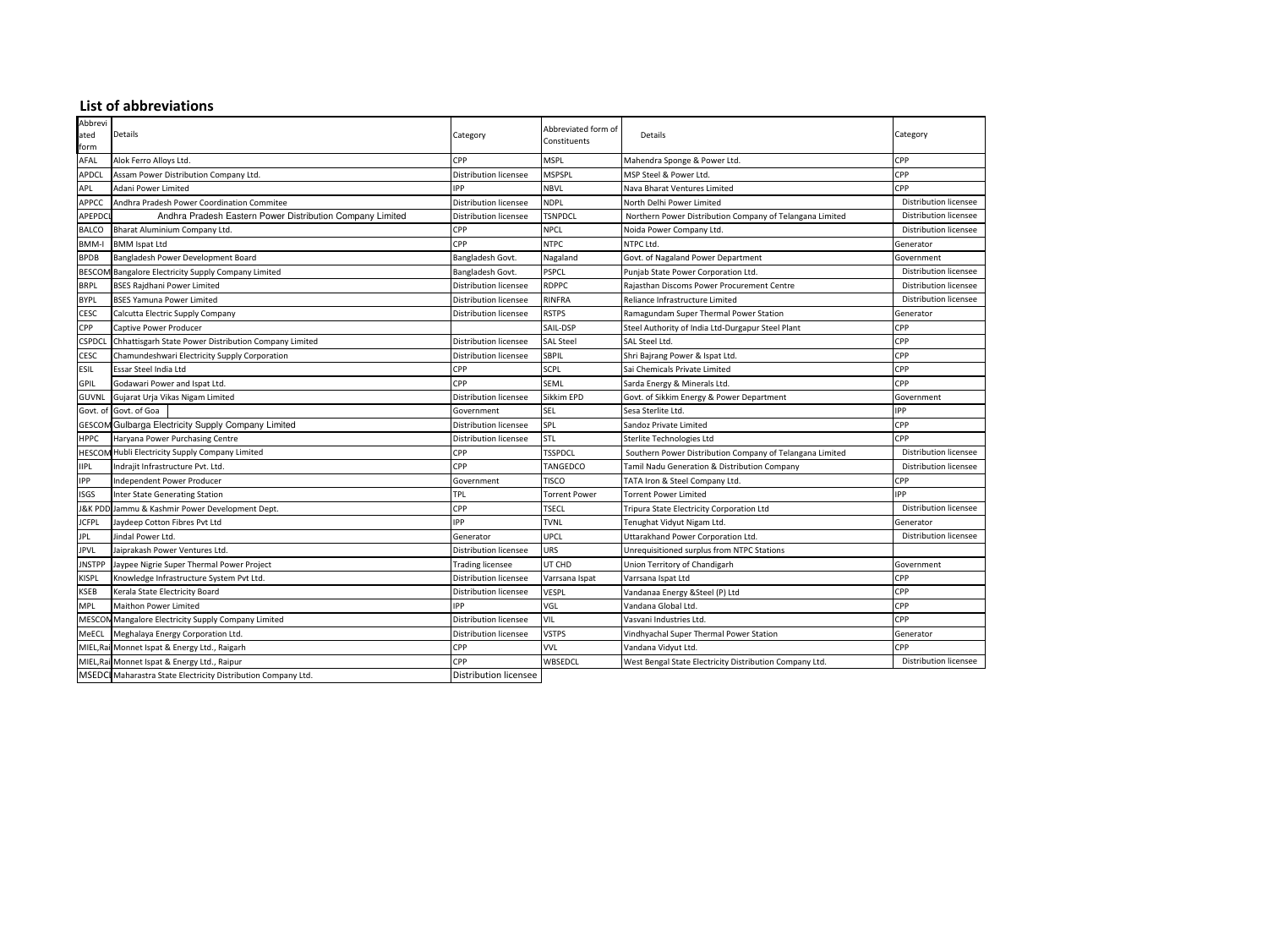## List of abbreviations

| Abbreviated form | Details | Category | Abbreviated form of Constituents | Details | Category |
|---|---|---|---|---|---|
| AFAL | Alok Ferro Alloys Ltd. | CPP | MSPL | Mahendra Sponge & Power Ltd. | CPP |
| APDCL | Assam Power Distribution Company Ltd. | Distribution licensee | MSPSPL | MSP Steel & Power Ltd. | CPP |
| APL | Adani Power Limited | IPP | NBVL | Nava Bharat Ventures Limited | CPP |
| APPCC | Andhra Pradesh Power Coordination Commitee | Distribution licensee | NDPL | North Delhi Power Limited | Distribution licensee |
| APEPDCL | Andhra Pradesh Eastern Power Distribution Company Limited | Distribution licensee | TSNPDCL | Northern Power Distribution Company of Telangana Limited | Distribution licensee |
| BALCO | Bharat Aluminium Company Ltd. | CPP | NPCL | Noida Power Company Ltd. | Distribution licensee |
| BMM-I | BMM Ispat Ltd | CPP | NTPC | NTPC Ltd. | Generator |
| BPDB | Bangladesh Power Development Board | Bangladesh Govt. | Nagaland | Govt. of Nagaland Power Department | Government |
| BESCOM | Bangalore Electricity Supply Company Limited | Bangladesh Govt. | PSPCL | Punjab State Power Corporation Ltd. | Distribution licensee |
| BRPL | BSES Rajdhani Power Limited | Distribution licensee | RDPPC | Rajasthan Discoms Power Procurement Centre | Distribution licensee |
| BYPL | BSES Yamuna Power Limited | Distribution licensee | RINFRA | Reliance Infrastructure Limited | Distribution licensee |
| CESC | Calcutta Electric Supply Company | Distribution licensee | RSTPS | Ramagundam Super Thermal Power Station | Generator |
| CPP | Captive Power Producer | | SAIL-DSP | Steel Authority of India Ltd-Durgapur Steel Plant | CPP |
| CSPDCL | Chhattisgarh State Power Distribution Company Limited | Distribution licensee | SAL Steel | SAL Steel Ltd. | CPP |
| CESC | Chamundeshwari Electricity Supply Corporation | Distribution licensee | SBPIL | Shri Bajrang Power & Ispat Ltd. | CPP |
| ESIL | Essar Steel India Ltd | CPP | SCPL | Sai Chemicals Private Limited | CPP |
| GPIL | Godawari Power and Ispat Ltd. | CPP | SEML | Sarda Energy & Minerals Ltd. | CPP |
| GUVNL | Gujarat Urja Vikas Nigam Limited | Distribution licensee | Sikkim EPD | Govt. of Sikkim Energy & Power Department | Government |
| Govt. of | Govt. of Goa | Government | SEL | Sesa Sterlite Ltd. | IPP |
| GESCOM | Gulbarga Electricity Supply Company Limited | Distribution licensee | SPL | Sandoz Private Limited | CPP |
| HPPC | Haryana Power Purchasing Centre | Distribution licensee | STL | Sterlite Technologies Ltd | CPP |
| HESCOM | Hubli Electricity Supply Company Limited | CPP | TSSPDCL | Southern Power Distribution Company of Telangana Limited | Distribution licensee |
| IIPL | Indrajit Infrastructure Pvt. Ltd. | CPP | TANGEDCO | Tamil Nadu Generation & Distribution Company | Distribution licensee |
| IPP | Independent Power Producer | Government | TISCO | TATA Iron & Steel Company Ltd. | CPP |
| ISGS | Inter State Generating Station | TPL | Torrent Power | Torrent Power Limited | IPP |
| J&K PDD | Jammu & Kashmir Power Development Dept. | CPP | TSECL | Tripura State Electricity Corporation Ltd | Distribution licensee |
| JCFPL | Jaydeep Cotton Fibres Pvt Ltd | IPP | TVNL | Tenughat Vidyut Nigam Ltd. | Generator |
| JPL | Jindal Power Ltd. | Generator | UPCL | Uttarakhand Power Corporation Ltd. | Distribution licensee |
| JPVL | Jaiprakash Power Ventures Ltd. | Distribution licensee | URS | Unrequisitioned surplus from NTPC Stations | |
| JNSTPP | Jaypee Nigrie Super Thermal Power Project | Trading licensee | UT CHD | Union Territory of Chandigarh | Government |
| KISPL | Knowledge Infrastructure System Pvt Ltd. | Distribution licensee | Varrsana Ispat | Varrsana Ispat Ltd | CPP |
| KSEB | Kerala State Electricity Board | Distribution licensee | VESPL | Vandanaa Energy &Steel (P) Ltd | CPP |
| MPL | Maithon Power Limited | IPP | VGL | Vandana Global Ltd. | CPP |
| MESCOM | Mangalore Electricity Supply Company Limited | Distribution licensee | VIL | Vasvani Industries Ltd. | CPP |
| MeECL | Meghalaya Energy Corporation Ltd. | Distribution licensee | VSTPS | Vindhyachal Super Thermal Power Station | Generator |
| MIEL,Rai | Monnet Ispat & Energy Ltd., Raigarh | CPP | VVL | Vandana Vidyut Ltd. | CPP |
| MIEL,Rai | Monnet Ispat & Energy Ltd., Raipur | CPP | WBSEDCL | West Bengal State Electricity Distribution Company Ltd. | Distribution licensee |
| MSEDCL | Maharastra State Electricity Distribution Company Ltd. | Distribution licensee | | | |